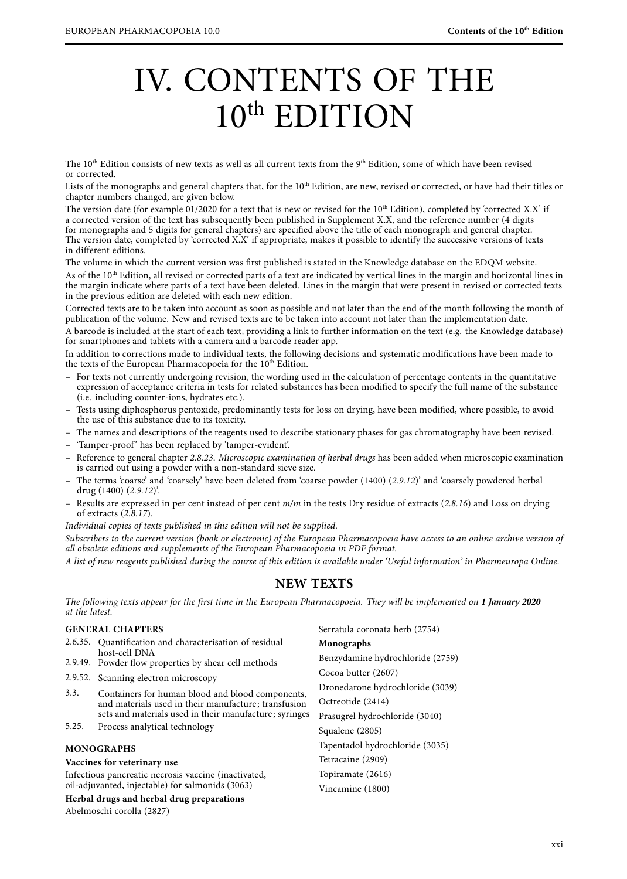# IV. CONTENTS OF THE 10th EDITION

The 10th Edition consists of new texts as well as all current texts from the 9th Edition, some of which have been revised or corrected.

Lists of the monographs and general chapters that, for the 10th Edition, are new, revised or corrected, or have had their titles or chapter numbers changed, are given below.

The version date (for example 01/2020 for a text that is new or revised for the 10th Edition), completed by 'corrected X.X' if a corrected version of the text has subsequently been published in Supplement X.X, and the reference number (4 digits for monographs and 5 digits for general chapters) are specified above the title of each monograph and general chapter. The version date, completed by 'corrected X.X' if appropriate, makes it possible to identify the successive versions of texts in different editions.

The volume in which the current version was first published is stated in the Knowledge database on the EDQM website.

As of the 10th Edition, all revised or corrected parts of a text are indicated by vertical lines in the margin and horizontal lines in the margin indicate where parts of a text have been deleted. Lines in the margin that were present in revised or corrected texts in the previous edition are deleted with each new edition.

Corrected texts are to be taken into account as soon as possible and not later than the end of the month following the month of publication of the volume. New and revised texts are to be taken into account not later than the implementation date.

A barcode is included at the start of each text, providing a link to further information on the text (e.g. the Knowledge database) for smartphones and tablets with a camera and a barcode reader app.

In addition to corrections made to individual texts, the following decisions and systematic modifications have been made to the texts of the European Pharmacopoeia for the 10th Edition.

- For texts not currently undergoing revision, the wording used in the calculation of percentage contents in the quantitative expression of acceptance criteria in tests for related substances has been modified to specify the full name of the substance (i.e. including counter-ions, hydrates etc.).
- Tests using diphosphorus pentoxide, predominantly tests for loss on drying, have been modified, where possible, to avoid the use of this substance due to its toxicity.
- The names and descriptions of the reagents used to describe stationary phases for gas chromatography have been revised.
- 'Tamper-proof' has been replaced by 'tamper-evident'.
- Reference to general chapter *2.8.23. Microscopic examination of herbal drugs* has been added when microscopic examination is carried out using a powder with a non-standard sieve size.
- The terms 'coarse' and 'coarsely' have been deleted from 'coarse powder (1400) (*2.9.12*)' and 'coarsely powdered herbal drug (1400) (*2.9.12*)'.
- Results are expressed in per cent instead of per cent *m/m* in the tests Dry residue of extracts (*2.8.16*) and Loss on drying of extracts (*2.8.17*).

*Individual copies of texts published in this edition will not be supplied.*

*Subscribers to the current version (book or electronic) of the European Pharmacopoeia have access to an online archive version of all obsolete editions and supplements of the European Pharmacopoeia in PDF format.*

*A list of new reagents published during the course of this edition is available under 'Useful information' in Pharmeuropa Online.*

## NEW TEXTS

*The following texts appear for the first time in the European Pharmacopoeia. They will be implemented on **1 January 2020** at the latest.*

### GENERAL CHAPTERS

- 2.6.35. Quantification and characterisation of residual host-cell DNA
- 2.9.49. Powder flow properties by shear cell methods
- 2.9.52. Scanning electron microscopy
- 3.3. Containers for human blood and blood components, and materials used in their manufacture; transfusion sets and materials used in their manufacture; syringes
- 5.25. Process analytical technology

### MONOGRAPHS

**Vaccines for veterinary use**

Infectious pancreatic necrosis vaccine (inactivated, oil-adjuvanted, injectable) for salmonids (3063)

**Herbal drugs and herbal drug preparations**

Abelmoschi corolla (2827)

Serratula coronata herb (2754)

**Monographs**

Benzydamine hydrochloride (2759)

Cocoa butter (2607)

Dronedarone hydrochloride (3039)

Octreotide (2414)

Prasugrel hydrochloride (3040)

Squalene (2805)

Tapentadol hydrochloride (3035)

Tetracaine (2909)

Topiramate (2616)

Vincamine (1800)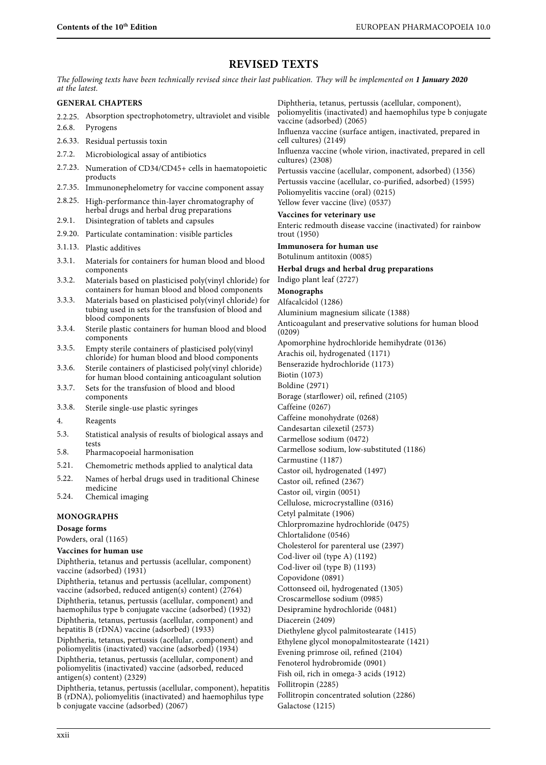## REVISED TEXTS

*The following texts have been technically revised since their last publication. They will be implemented on **1 January 2020** at the latest.*

### GENERAL CHAPTERS

2.2.25. Absorption spectrophotometry, ultraviolet and visible
2.6.8. Pyrogens
2.6.33. Residual pertussis toxin
2.7.2. Microbiological assay of antibiotics
2.7.23. Numeration of CD34/CD45+ cells in haematopoietic products
2.7.35. Immunonephelometry for vaccine component assay
2.8.25. High-performance thin-layer chromatography of herbal drugs and herbal drug preparations
2.9.1. Disintegration of tablets and capsules
2.9.20. Particulate contamination: visible particles
3.1.13. Plastic additives
3.3.1. Materials for containers for human blood and blood components
3.3.2. Materials based on plasticised poly(vinyl chloride) for containers for human blood and blood components
3.3.3. Materials based on plasticised poly(vinyl chloride) for tubing used in sets for the transfusion of blood and blood components
3.3.4. Sterile plastic containers for human blood and blood components
3.3.5. Empty sterile containers of plasticised poly(vinyl chloride) for human blood and blood components
3.3.6. Sterile containers of plasticised poly(vinyl chloride) for human blood containing anticoagulant solution
3.3.7. Sets for the transfusion of blood and blood components
3.3.8. Sterile single-use plastic syringes
4. Reagents
5.3. Statistical analysis of results of biological assays and tests
5.8. Pharmacopoeial harmonisation
5.21. Chemometric methods applied to analytical data
5.22. Names of herbal drugs used in traditional Chinese medicine
5.24. Chemical imaging

### MONOGRAPHS

**Dosage forms**

Powders, oral (1165)

**Vaccines for human use**

Diphtheria, tetanus and pertussis (acellular, component) vaccine (adsorbed) (1931)
Diphtheria, tetanus and pertussis (acellular, component) vaccine (adsorbed, reduced antigen(s) content) (2764)
Diphtheria, tetanus, pertussis (acellular, component) and haemophilus type b conjugate vaccine (adsorbed) (1932)
Diphtheria, tetanus, pertussis (acellular, component) and hepatitis B (rDNA) vaccine (adsorbed) (1933)
Diphtheria, tetanus, pertussis (acellular, component) and poliomyelitis (inactivated) vaccine (adsorbed) (1934)
Diphtheria, tetanus, pertussis (acellular, component) and poliomyelitis (inactivated) vaccine (adsorbed, reduced antigen(s) content) (2329)
Diphtheria, tetanus, pertussis (acellular, component), hepatitis B (rDNA), poliomyelitis (inactivated) and haemophilus type b conjugate vaccine (adsorbed) (2067)
Diphtheria, tetanus, pertussis (acellular, component), poliomyelitis (inactivated) and haemophilus type b conjugate vaccine (adsorbed) (2065)
Influenza vaccine (surface antigen, inactivated, prepared in cell cultures) (2149)
Influenza vaccine (whole virion, inactivated, prepared in cell cultures) (2308)
Pertussis vaccine (acellular, component, adsorbed) (1356)
Pertussis vaccine (acellular, co-purified, adsorbed) (1595)
Poliomyelitis vaccine (oral) (0215)
Yellow fever vaccine (live) (0537)

**Vaccines for veterinary use**

Enteric redmouth disease vaccine (inactivated) for rainbow trout (1950)

**Immunosera for human use**

Botulinum antitoxin (0085)

**Herbal drugs and herbal drug preparations**

Indigo plant leaf (2727)

**Monographs**

Alfacalcidol (1286)
Aluminium magnesium silicate (1388)
Anticoagulant and preservative solutions for human blood (0209)
Apomorphine hydrochloride hemihydrate (0136)
Arachis oil, hydrogenated (1171)
Benserazide hydrochloride (1173)
Biotin (1073)
Boldine (2971)
Borage (starflower) oil, refined (2105)
Caffeine (0267)
Caffeine monohydrate (0268)
Candesartan cilexetil (2573)
Carmellose sodium (0472)
Carmellose sodium, low-substituted (1186)
Carmustine (1187)
Castor oil, hydrogenated (1497)
Castor oil, refined (2367)
Castor oil, virgin (0051)
Cellulose, microcrystalline (0316)
Cetyl palmitate (1906)
Chlorpromazine hydrochloride (0475)
Chlortalidone (0546)
Cholesterol for parenteral use (2397)
Cod-liver oil (type A) (1192)
Cod-liver oil (type B) (1193)
Copovidone (0891)
Cottonseed oil, hydrogenated (1305)
Croscarmellose sodium (0985)
Desipramine hydrochloride (0481)
Diacerein (2409)
Diethylene glycol palmitostearate (1415)
Ethylene glycol monopalmitostearate (1421)
Evening primrose oil, refined (2104)
Fenoterol hydrobromide (0901)
Fish oil, rich in omega-3 acids (1912)
Follitropin (2285)
Follitropin concentrated solution (2286)
Galactose (1215)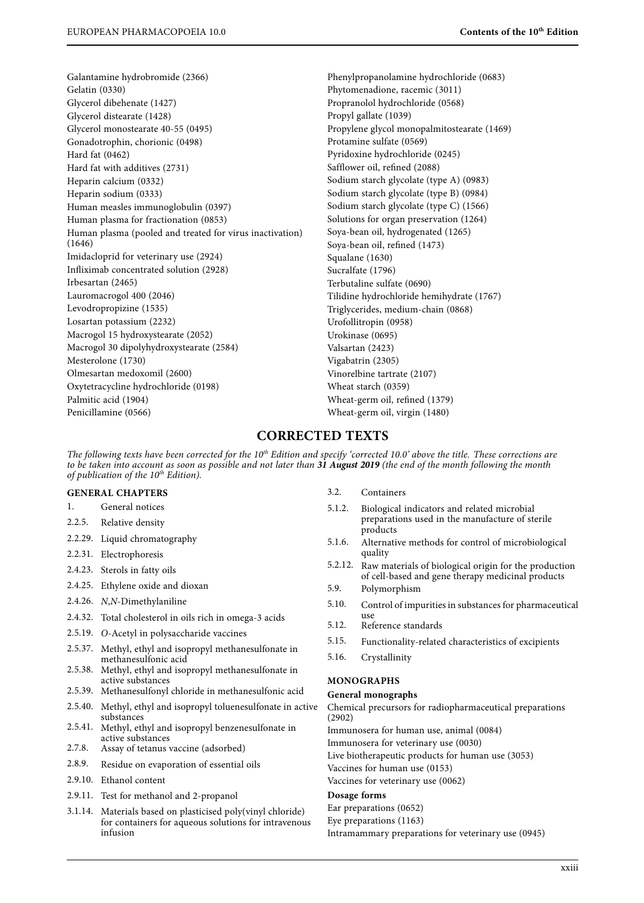Galantamine hydrobromide (2366)
Gelatin (0330)
Glycerol dibehenate (1427)
Glycerol distearate (1428)
Glycerol monostearate 40-55 (0495)
Gonadotrophin, chorionic (0498)
Hard fat (0462)
Hard fat with additives (2731)
Heparin calcium (0332)
Heparin sodium (0333)
Human measles immunoglobulin (0397)
Human plasma for fractionation (0853)
Human plasma (pooled and treated for virus inactivation) (1646)
Imidacloprid for veterinary use (2924)
Infliximab concentrated solution (2928)
Irbesartan (2465)
Lauromacrogol 400 (2046)
Levodropropizine (1535)
Losartan potassium (2232)
Macrogol 15 hydroxystearate (2052)
Macrogol 30 dipolyhydroxystearate (2584)
Mesterolone (1730)
Olmesartan medoxomil (2600)
Oxytetracycline hydrochloride (0198)
Palmitic acid (1904)
Penicillamine (0566)
Phenylpropanolamine hydrochloride (0683)
Phytomenadione, racemic (3011)
Propranolol hydrochloride (0568)
Propyl gallate (1039)
Propylene glycol monopalmitostearate (1469)
Protamine sulfate (0569)
Pyridoxine hydrochloride (0245)
Safflower oil, refined (2088)
Sodium starch glycolate (type A) (0983)
Sodium starch glycolate (type B) (0984)
Sodium starch glycolate (type C) (1566)
Solutions for organ preservation (1264)
Soya-bean oil, hydrogenated (1265)
Soya-bean oil, refined (1473)
Squalane (1630)
Sucralfate (1796)
Terbutaline sulfate (0690)
Tilidine hydrochloride hemihydrate (1767)
Triglycerides, medium-chain (0868)
Urofollitropin (0958)
Urokinase (0695)
Valsartan (2423)
Vigabatrin (2305)
Vinorelbine tartrate (2107)
Wheat starch (0359)
Wheat-germ oil, refined (1379)
Wheat-germ oil, virgin (1480)

## CORRECTED TEXTS

*The following texts have been corrected for the 10th Edition and specify 'corrected 10.0' above the title. These corrections are to be taken into account as soon as possible and not later than **31 August 2019** (the end of the month following the month of publication of the 10th Edition).*

### GENERAL CHAPTERS

1. General notices
2.2.5. Relative density
2.2.29. Liquid chromatography
2.2.31. Electrophoresis
2.4.23. Sterols in fatty oils
2.4.25. Ethylene oxide and dioxan
2.4.26. *N,N*-Dimethylaniline
2.4.32. Total cholesterol in oils rich in omega-3 acids
2.5.19. *O*-Acetyl in polysaccharide vaccines
2.5.37. Methyl, ethyl and isopropyl methanesulfonate in methanesulfonic acid
2.5.38. Methyl, ethyl and isopropyl methanesulfonate in active substances
2.5.39. Methanesulfonyl chloride in methanesulfonic acid
2.5.40. Methyl, ethyl and isopropyl toluenesulfonate in active substances
2.5.41. Methyl, ethyl and isopropyl benzenesulfonate in active substances
2.7.8. Assay of tetanus vaccine (adsorbed)
2.8.9. Residue on evaporation of essential oils
2.9.10. Ethanol content
2.9.11. Test for methanol and 2-propanol
3.1.14. Materials based on plasticised poly(vinyl chloride) for containers for aqueous solutions for intravenous infusion
3.2. Containers
5.1.2. Biological indicators and related microbial preparations used in the manufacture of sterile products
5.1.6. Alternative methods for control of microbiological quality
5.2.12. Raw materials of biological origin for the production of cell-based and gene therapy medicinal products
5.9. Polymorphism
5.10. Control of impurities in substances for pharmaceutical use
5.12. Reference standards
5.15. Functionality-related characteristics of excipients
5.16. Crystallinity

### MONOGRAPHS

#### General monographs

Chemical precursors for radiopharmaceutical preparations (2902)
Immunosera for human use, animal (0084)
Immunosera for veterinary use (0030)
Live biotherapeutic products for human use (3053)
Vaccines for human use (0153)
Vaccines for veterinary use (0062)

#### Dosage forms

Ear preparations (0652)
Eye preparations (1163)
Intramammary preparations for veterinary use (0945)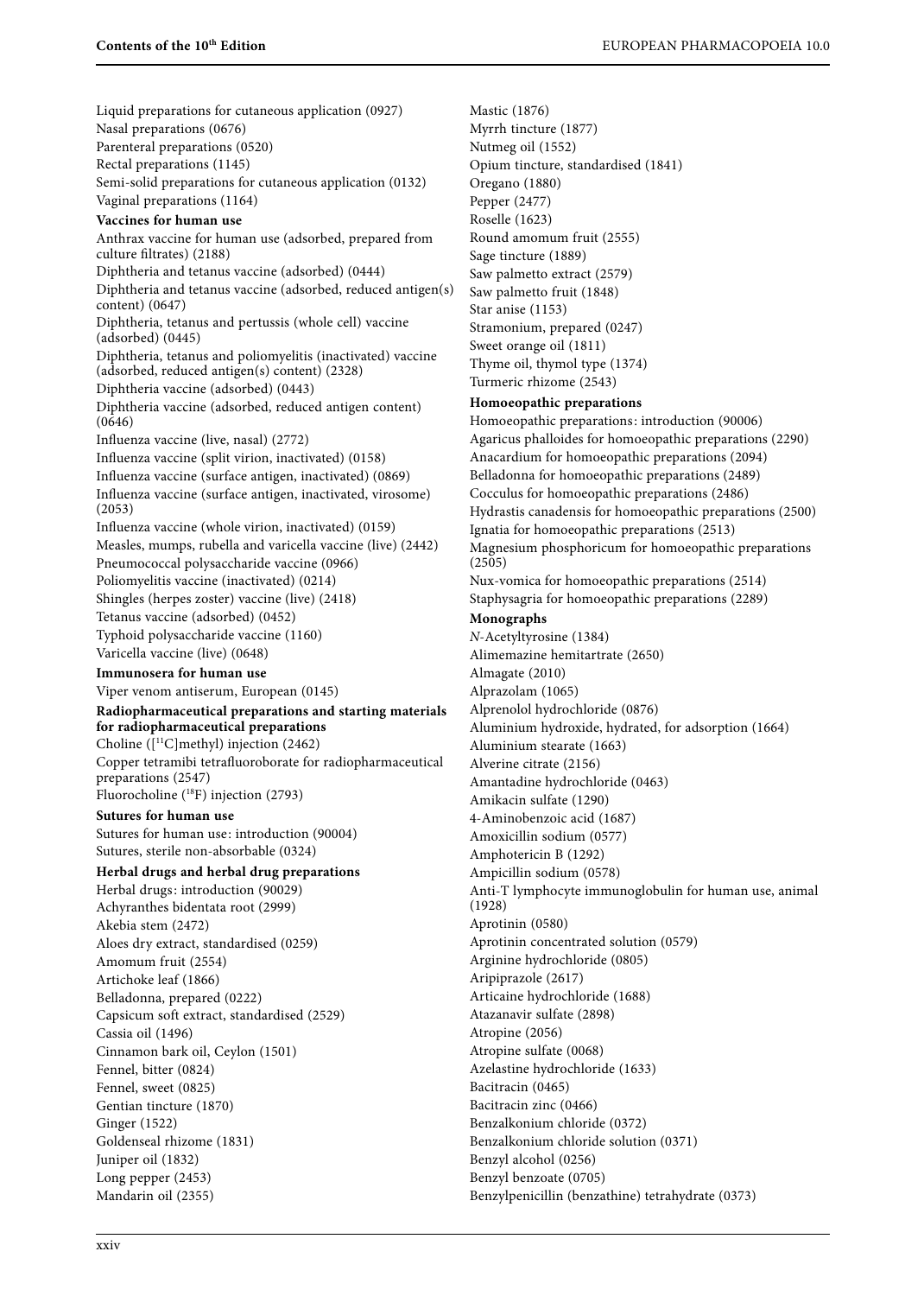Liquid preparations for cutaneous application (0927)
Nasal preparations (0676)
Parenteral preparations (0520)
Rectal preparations (1145)
Semi-solid preparations for cutaneous application (0132)
Vaginal preparations (1164)

**Vaccines for human use**

Anthrax vaccine for human use (adsorbed, prepared from culture filtrates) (2188)
Diphtheria and tetanus vaccine (adsorbed) (0444)
Diphtheria and tetanus vaccine (adsorbed, reduced antigen(s) content) (0647)
Diphtheria, tetanus and pertussis (whole cell) vaccine (adsorbed) (0445)
Diphtheria, tetanus and poliomyelitis (inactivated) vaccine (adsorbed, reduced antigen(s) content) (2328)
Diphtheria vaccine (adsorbed) (0443)
Diphtheria vaccine (adsorbed, reduced antigen content) (0646)
Influenza vaccine (live, nasal) (2772)
Influenza vaccine (split virion, inactivated) (0158)
Influenza vaccine (surface antigen, inactivated) (0869)
Influenza vaccine (surface antigen, inactivated, virosome) (2053)
Influenza vaccine (whole virion, inactivated) (0159)
Measles, mumps, rubella and varicella vaccine (live) (2442)
Pneumococcal polysaccharide vaccine (0966)
Poliomyelitis vaccine (inactivated) (0214)
Shingles (herpes zoster) vaccine (live) (2418)
Tetanus vaccine (adsorbed) (0452)
Typhoid polysaccharide vaccine (1160)
Varicella vaccine (live) (0648)

**Immunosera for human use**

Viper venom antiserum, European (0145)

**Radiopharmaceutical preparations and starting materials for radiopharmaceutical preparations**

Choline ([$^{11}$C]methyl) injection (2462)
Copper tetramibi tetrafluoroborate for radiopharmaceutical preparations (2547)
Fluorocholine ($^{18}$F) injection (2793)

**Sutures for human use**

Sutures for human use: introduction (90004)
Sutures, sterile non-absorbable (0324)

**Herbal drugs and herbal drug preparations**

Herbal drugs: introduction (90029)
Achyranthes bidentata root (2999)
Akebia stem (2472)
Aloes dry extract, standardised (0259)
Amomum fruit (2554)
Artichoke leaf (1866)
Belladonna, prepared (0222)
Capsicum soft extract, standardised (2529)
Cassia oil (1496)
Cinnamon bark oil, Ceylon (1501)
Fennel, bitter (0824)
Fennel, sweet (0825)
Gentian tincture (1870)
Ginger (1522)
Goldenseal rhizome (1831)
Juniper oil (1832)
Long pepper (2453)
Mandarin oil (2355)
Mastic (1876)
Myrrh tincture (1877)
Nutmeg oil (1552)
Opium tincture, standardised (1841)
Oregano (1880)
Pepper (2477)
Roselle (1623)
Round amomum fruit (2555)
Sage tincture (1889)
Saw palmetto extract (2579)
Saw palmetto fruit (1848)
Star anise (1153)
Stramonium, prepared (0247)
Sweet orange oil (1811)
Thyme oil, thymol type (1374)
Turmeric rhizome (2543)

**Homoeopathic preparations**

Homoeopathic preparations: introduction (90006)
Agaricus phalloides for homoeopathic preparations (2290)
Anacardium for homoeopathic preparations (2094)
Belladonna for homoeopathic preparations (2489)
Cocculus for homoeopathic preparations (2486)
Hydrastis canadensis for homoeopathic preparations (2500)
Ignatia for homoeopathic preparations (2513)
Magnesium phosphoricum for homoeopathic preparations (2505)
Nux-vomica for homoeopathic preparations (2514)
Staphysagria for homoeopathic preparations (2289)

**Monographs**

*N*-Acetyltyrosine (1384)
Alimemazine hemitartrate (2650)
Almagate (2010)
Alprazolam (1065)
Alprenolol hydrochloride (0876)
Aluminium hydroxide, hydrated, for adsorption (1664)
Aluminium stearate (1663)
Alverine citrate (2156)
Amantadine hydrochloride (0463)
Amikacin sulfate (1290)
4-Aminobenzoic acid (1687)
Amoxicillin sodium (0577)
Amphotericin B (1292)
Ampicillin sodium (0578)
Anti-T lymphocyte immunoglobulin for human use, animal (1928)
Aprotinin (0580)
Aprotinin concentrated solution (0579)
Arginine hydrochloride (0805)
Aripiprazole (2617)
Articaine hydrochloride (1688)
Atazanavir sulfate (2898)
Atropine (2056)
Atropine sulfate (0068)
Azelastine hydrochloride (1633)
Bacitracin (0465)
Bacitracin zinc (0466)
Benzalkonium chloride (0372)
Benzalkonium chloride solution (0371)
Benzyl alcohol (0256)
Benzyl benzoate (0705)
Benzylpenicillin (benzathine) tetrahydrate (0373)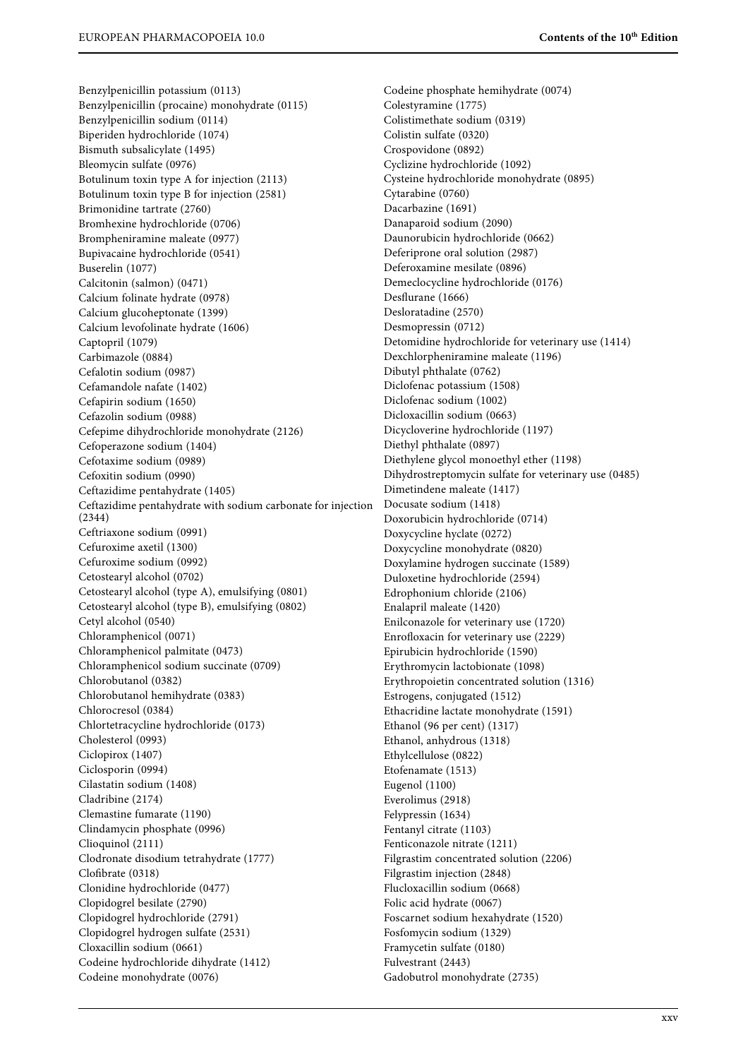Benzylpenicillin potassium (0113)
Benzylpenicillin (procaine) monohydrate (0115)
Benzylpenicillin sodium (0114)
Biperiden hydrochloride (1074)
Bismuth subsalicylate (1495)
Bleomycin sulfate (0976)
Botulinum toxin type A for injection (2113)
Botulinum toxin type B for injection (2581)
Brimonidine tartrate (2760)
Bromhexine hydrochloride (0706)
Brompheniramine maleate (0977)
Bupivacaine hydrochloride (0541)
Buserelin (1077)
Calcitonin (salmon) (0471)
Calcium folinate hydrate (0978)
Calcium glucoheptonate (1399)
Calcium levofolinate hydrate (1606)
Captopril (1079)
Carbimazole (0884)
Cefalotin sodium (0987)
Cefamandole nafate (1402)
Cefapirin sodium (1650)
Cefazolin sodium (0988)
Cefepime dihydrochloride monohydrate (2126)
Cefoperazone sodium (1404)
Cefotaxime sodium (0989)
Cefoxitin sodium (0990)
Ceftazidime pentahydrate (1405)
Ceftazidime pentahydrate with sodium carbonate for injection (2344)
Ceftriaxone sodium (0991)
Cefuroxime axetil (1300)
Cefuroxime sodium (0992)
Cetostearyl alcohol (0702)
Cetostearyl alcohol (type A), emulsifying (0801)
Cetostearyl alcohol (type B), emulsifying (0802)
Cetyl alcohol (0540)
Chloramphenicol (0071)
Chloramphenicol palmitate (0473)
Chloramphenicol sodium succinate (0709)
Chlorobutanol (0382)
Chlorobutanol hemihydrate (0383)
Chlorocresol (0384)
Chlortetracycline hydrochloride (0173)
Cholesterol (0993)
Ciclopirox (1407)
Ciclosporin (0994)
Cilastatin sodium (1408)
Cladribine (2174)
Clemastine fumarate (1190)
Clindamycin phosphate (0996)
Clioquinol (2111)
Clodronate disodium tetrahydrate (1777)
Clofibrate (0318)
Clonidine hydrochloride (0477)
Clopidogrel besilate (2790)
Clopidogrel hydrochloride (2791)
Clopidogrel hydrogen sulfate (2531)
Cloxacillin sodium (0661)
Codeine hydrochloride dihydrate (1412)
Codeine monohydrate (0076)
Codeine phosphate hemihydrate (0074)
Colestyramine (1775)
Colistimethate sodium (0319)
Colistin sulfate (0320)
Crospovidone (0892)
Cyclizine hydrochloride (1092)
Cysteine hydrochloride monohydrate (0895)
Cytarabine (0760)
Dacarbazine (1691)
Danaparoid sodium (2090)
Daunorubicin hydrochloride (0662)
Deferiprone oral solution (2987)
Deferoxamine mesilate (0896)
Demeclocycline hydrochloride (0176)
Desflurane (1666)
Desloratadine (2570)
Desmopressin (0712)
Detomidine hydrochloride for veterinary use (1414)
Dexchlorpheniramine maleate (1196)
Dibutyl phthalate (0762)
Diclofenac potassium (1508)
Diclofenac sodium (1002)
Dicloxacillin sodium (0663)
Dicycloverine hydrochloride (1197)
Diethyl phthalate (0897)
Diethylene glycol monoethyl ether (1198)
Dihydrostreptomycin sulfate for veterinary use (0485)
Dimetindene maleate (1417)
Docusate sodium (1418)
Doxorubicin hydrochloride (0714)
Doxycycline hyclate (0272)
Doxycycline monohydrate (0820)
Doxylamine hydrogen succinate (1589)
Duloxetine hydrochloride (2594)
Edrophonium chloride (2106)
Enalapril maleate (1420)
Enilconazole for veterinary use (1720)
Enrofloxacin for veterinary use (2229)
Epirubicin hydrochloride (1590)
Erythromycin lactobionate (1098)
Erythropoietin concentrated solution (1316)
Estrogens, conjugated (1512)
Ethacridine lactate monohydrate (1591)
Ethanol (96 per cent) (1317)
Ethanol, anhydrous (1318)
Ethylcellulose (0822)
Etofenamate (1513)
Eugenol (1100)
Everolimus (2918)
Felypressin (1634)
Fentanyl citrate (1103)
Fenticonazole nitrate (1211)
Filgrastim concentrated solution (2206)
Filgrastim injection (2848)
Flucloxacillin sodium (0668)
Folic acid hydrate (0067)
Foscarnet sodium hexahydrate (1520)
Fosfomycin sodium (1329)
Framycetin sulfate (0180)
Fulvestrant (2443)
Gadobutrol monohydrate (2735)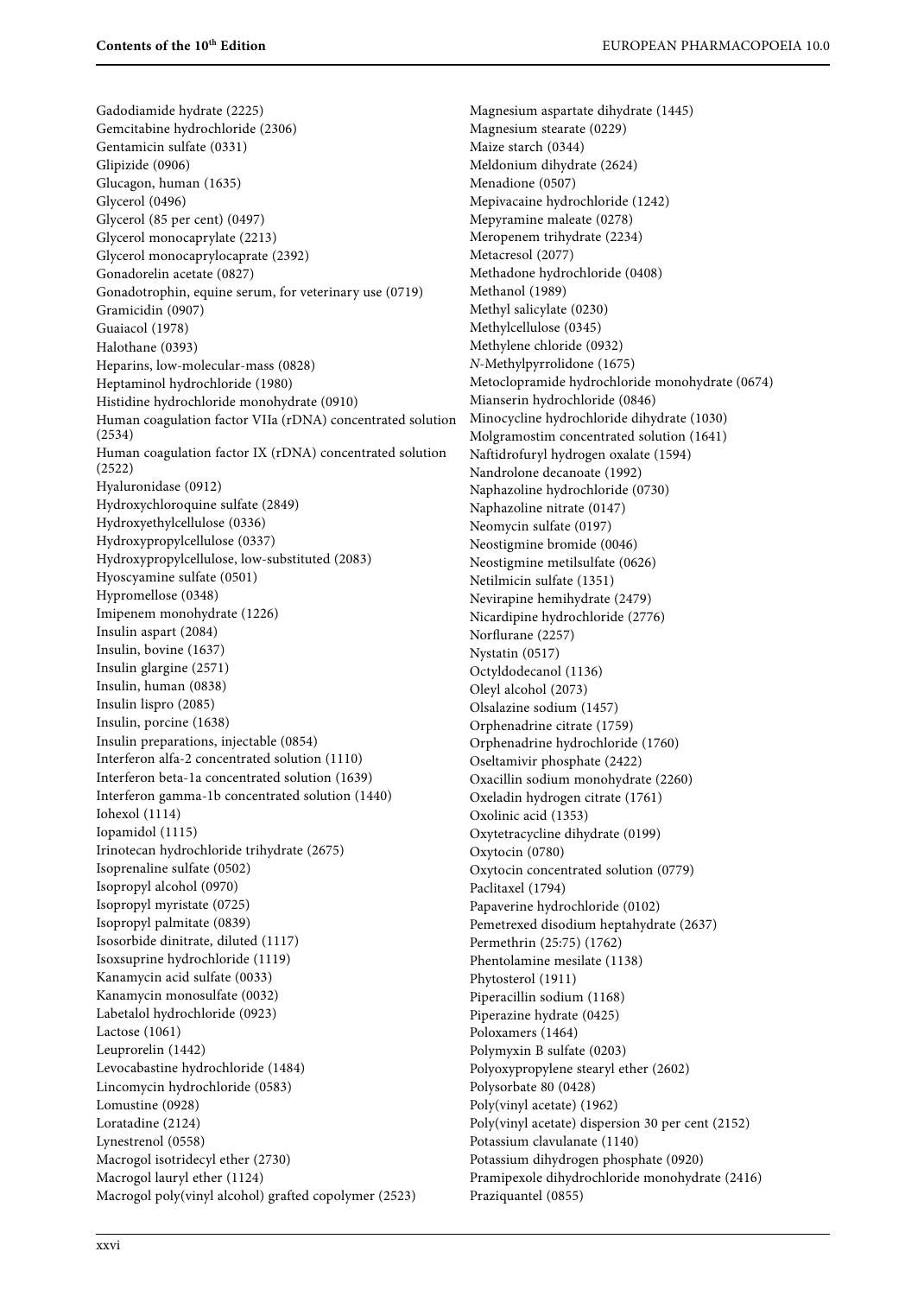Gadodiamide hydrate (2225)
Gemcitabine hydrochloride (2306)
Gentamicin sulfate (0331)
Glipizide (0906)
Glucagon, human (1635)
Glycerol (0496)
Glycerol (85 per cent) (0497)
Glycerol monocaprylate (2213)
Glycerol monocaprylocaprate (2392)
Gonadorelin acetate (0827)
Gonadotrophin, equine serum, for veterinary use (0719)
Gramicidin (0907)
Guaiacol (1978)
Halothane (0393)
Heparins, low-molecular-mass (0828)
Heptaminol hydrochloride (1980)
Histidine hydrochloride monohydrate (0910)
Human coagulation factor VIIa (rDNA) concentrated solution (2534)
Human coagulation factor IX (rDNA) concentrated solution (2522)
Hyaluronidase (0912)
Hydroxychloroquine sulfate (2849)
Hydroxyethylcellulose (0336)
Hydroxypropylcellulose (0337)
Hydroxypropylcellulose, low-substituted (2083)
Hyoscyamine sulfate (0501)
Hypromellose (0348)
Imipenem monohydrate (1226)
Insulin aspart (2084)
Insulin, bovine (1637)
Insulin glargine (2571)
Insulin, human (0838)
Insulin lispro (2085)
Insulin, porcine (1638)
Insulin preparations, injectable (0854)
Interferon alfa-2 concentrated solution (1110)
Interferon beta-1a concentrated solution (1639)
Interferon gamma-1b concentrated solution (1440)
Iohexol (1114)
Iopamidol (1115)
Irinotecan hydrochloride trihydrate (2675)
Isoprenaline sulfate (0502)
Isopropyl alcohol (0970)
Isopropyl myristate (0725)
Isopropyl palmitate (0839)
Isosorbide dinitrate, diluted (1117)
Isoxsuprine hydrochloride (1119)
Kanamycin acid sulfate (0033)
Kanamycin monosulfate (0032)
Labetalol hydrochloride (0923)
Lactose (1061)
Leuprorelin (1442)
Levocabastine hydrochloride (1484)
Lincomycin hydrochloride (0583)
Lomustine (0928)
Loratadine (2124)
Lynestrenol (0558)
Macrogol isotridecyl ether (2730)
Macrogol lauryl ether (1124)
Macrogol poly(vinyl alcohol) grafted copolymer (2523)
Magnesium aspartate dihydrate (1445)
Magnesium stearate (0229)
Maize starch (0344)
Meldonium dihydrate (2624)
Menadione (0507)
Mepivacaine hydrochloride (1242)
Mepyramine maleate (0278)
Meropenem trihydrate (2234)
Metacresol (2077)
Methadone hydrochloride (0408)
Methanol (1989)
Methyl salicylate (0230)
Methylcellulose (0345)
Methylene chloride (0932)
*N*-Methylpyrrolidone (1675)
Metoclopramide hydrochloride monohydrate (0674)
Mianserin hydrochloride (0846)
Minocycline hydrochloride dihydrate (1030)
Molgramostim concentrated solution (1641)
Naftidrofuryl hydrogen oxalate (1594)
Nandrolone decanoate (1992)
Naphazoline hydrochloride (0730)
Naphazoline nitrate (0147)
Neomycin sulfate (0197)
Neostigmine bromide (0046)
Neostigmine metilsulfate (0626)
Netilmicin sulfate (1351)
Nevirapine hemihydrate (2479)
Nicardipine hydrochloride (2776)
Norflurane (2257)
Nystatin (0517)
Octyldodecanol (1136)
Oleyl alcohol (2073)
Olsalazine sodium (1457)
Orphenadrine citrate (1759)
Orphenadrine hydrochloride (1760)
Oseltamivir phosphate (2422)
Oxacillin sodium monohydrate (2260)
Oxeladin hydrogen citrate (1761)
Oxolinic acid (1353)
Oxytetracycline dihydrate (0199)
Oxytocin (0780)
Oxytocin concentrated solution (0779)
Paclitaxel (1794)
Papaverine hydrochloride (0102)
Pemetrexed disodium heptahydrate (2637)
Permethrin (25:75) (1762)
Phentolamine mesilate (1138)
Phytosterol (1911)
Piperacillin sodium (1168)
Piperazine hydrate (0425)
Poloxamers (1464)
Polymyxin B sulfate (0203)
Polyoxypropylene stearyl ether (2602)
Polysorbate 80 (0428)
Poly(vinyl acetate) (1962)
Poly(vinyl acetate) dispersion 30 per cent (2152)
Potassium clavulanate (1140)
Potassium dihydrogen phosphate (0920)
Pramipexole dihydrochloride monohydrate (2416)
Praziquantel (0855)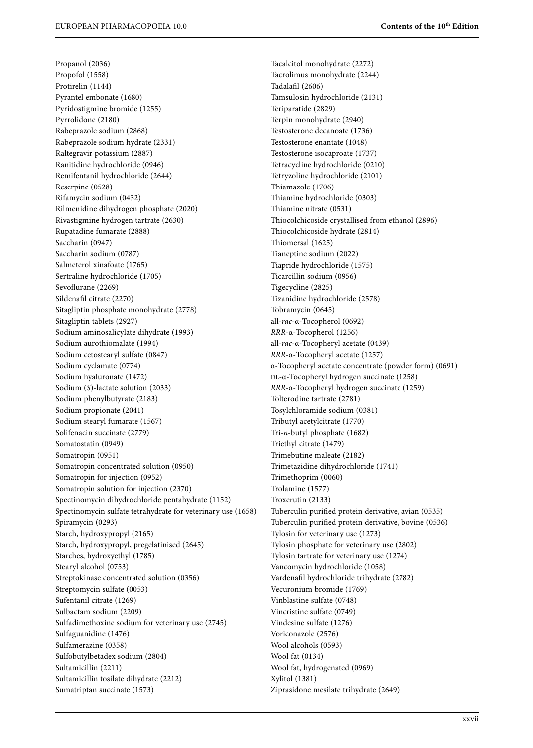Propanol (2036)
Propofol (1558)
Protirelin (1144)
Pyrantel embonate (1680)
Pyridostigmine bromide (1255)
Pyrrolidone (2180)
Rabeprazole sodium (2868)
Rabeprazole sodium hydrate (2331)
Raltegravir potassium (2887)
Ranitidine hydrochloride (0946)
Remifentanil hydrochloride (2644)
Reserpine (0528)
Rifamycin sodium (0432)
Rilmenidine dihydrogen phosphate (2020)
Rivastigmine hydrogen tartrate (2630)
Rupatadine fumarate (2888)
Saccharin (0947)
Saccharin sodium (0787)
Salmeterol xinafoate (1765)
Sertraline hydrochloride (1705)
Sevoflurane (2269)
Sildenafil citrate (2270)
Sitagliptin phosphate monohydrate (2778)
Sitagliptin tablets (2927)
Sodium aminosalicylate dihydrate (1993)
Sodium aurothiomalate (1994)
Sodium cetostearyl sulfate (0847)
Sodium cyclamate (0774)
Sodium hyaluronate (1472)
Sodium (*S*)-lactate solution (2033)
Sodium phenylbutyrate (2183)
Sodium propionate (2041)
Sodium stearyl fumarate (1567)
Solifenacin succinate (2779)
Somatostatin (0949)
Somatropin (0951)
Somatropin concentrated solution (0950)
Somatropin for injection (0952)
Somatropin solution for injection (2370)
Spectinomycin dihydrochloride pentahydrate (1152)
Spectinomycin sulfate tetrahydrate for veterinary use (1658)
Spiramycin (0293)
Starch, hydroxypropyl (2165)
Starch, hydroxypropyl, pregelatinised (2645)
Starches, hydroxyethyl (1785)
Stearyl alcohol (0753)
Streptokinase concentrated solution (0356)
Streptomycin sulfate (0053)
Sufentanil citrate (1269)
Sulbactam sodium (2209)
Sulfadimethoxine sodium for veterinary use (2745)
Sulfaguanidine (1476)
Sulfamerazine (0358)
Sulfobutylbetadex sodium (2804)
Sultamicillin (2211)
Sultamicillin tosilate dihydrate (2212)
Sumatriptan succinate (1573)
Tacalcitol monohydrate (2272)
Tacrolimus monohydrate (2244)
Tadalafil (2606)
Tamsulosin hydrochloride (2131)
Teriparatide (2829)
Terpin monohydrate (2940)
Testosterone decanoate (1736)
Testosterone enantate (1048)
Testosterone isocaproate (1737)
Tetracycline hydrochloride (0210)
Tetryzoline hydrochloride (2101)
Thiamazole (1706)
Thiamine hydrochloride (0303)
Thiamine nitrate (0531)
Thiocolchicoside crystallised from ethanol (2896)
Thiocolchicoside hydrate (2814)
Thiomersal (1625)
Tianeptine sodium (2022)
Tiapride hydrochloride (1575)
Ticarcillin sodium (0956)
Tigecycline (2825)
Tizanidine hydrochloride (2578)
Tobramycin (0645)
all-*rac*-α-Tocopherol (0692)
*RRR*-α-Tocopherol (1256)
all-*rac*-α-Tocopheryl acetate (0439)
*RRR*-α-Tocopheryl acetate (1257)
α-Tocopheryl acetate concentrate (powder form) (0691)
DL-α-Tocopheryl hydrogen succinate (1258)
*RRR*-α-Tocopheryl hydrogen succinate (1259)
Tolterodine tartrate (2781)
Tosylchloramide sodium (0381)
Tributyl acetylcitrate (1770)
Tri-*n*-butyl phosphate (1682)
Triethyl citrate (1479)
Trimebutine maleate (2182)
Trimetazidine dihydrochloride (1741)
Trimethoprim (0060)
Trolamine (1577)
Troxerutin (2133)
Tuberculin purified protein derivative, avian (0535)
Tuberculin purified protein derivative, bovine (0536)
Tylosin for veterinary use (1273)
Tylosin phosphate for veterinary use (2802)
Tylosin tartrate for veterinary use (1274)
Vancomycin hydrochloride (1058)
Vardenafil hydrochloride trihydrate (2782)
Vecuronium bromide (1769)
Vinblastine sulfate (0748)
Vincristine sulfate (0749)
Vindesine sulfate (1276)
Voriconazole (2576)
Wool alcohols (0593)
Wool fat (0134)
Wool fat, hydrogenated (0969)
Xylitol (1381)
Ziprasidone mesilate trihydrate (2649)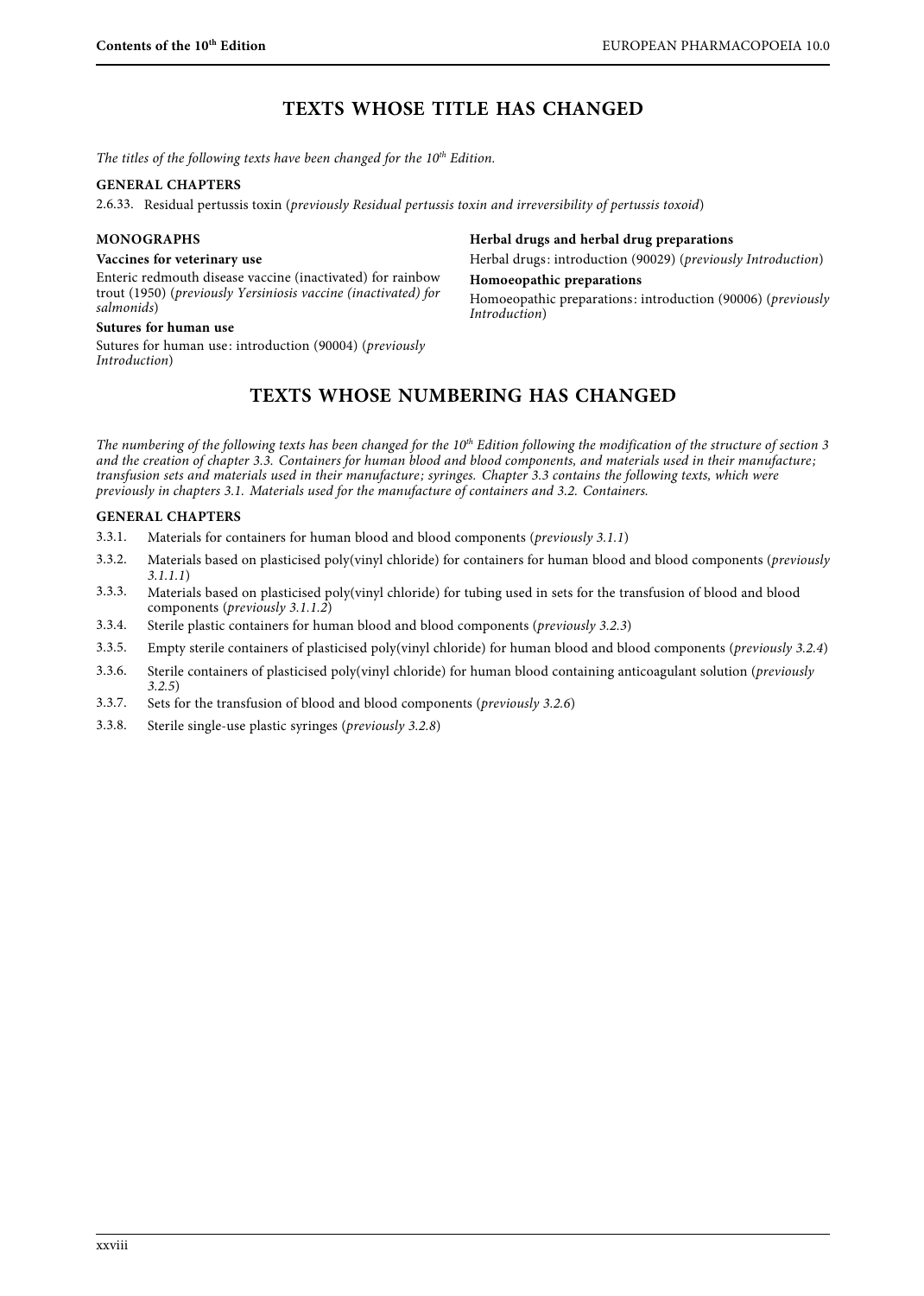## TEXTS WHOSE TITLE HAS CHANGED

*The titles of the following texts have been changed for the 10th Edition.*

### GENERAL CHAPTERS

2.6.33. Residual pertussis toxin (*previously Residual pertussis toxin and irreversibility of pertussis toxoid*)

### MONOGRAPHS

**Vaccines for veterinary use**

Enteric redmouth disease vaccine (inactivated) for rainbow trout (1950) (*previously Yersiniosis vaccine (inactivated) for salmonids*)

**Sutures for human use**

Sutures for human use: introduction (90004) (*previously Introduction*)

**Herbal drugs and herbal drug preparations**

Herbal drugs: introduction (90029) (*previously Introduction*)

**Homoeopathic preparations**

Homoeopathic preparations: introduction (90006) (*previously Introduction*)

## TEXTS WHOSE NUMBERING HAS CHANGED

*The numbering of the following texts has been changed for the 10th Edition following the modification of the structure of section 3 and the creation of chapter 3.3. Containers for human blood and blood components, and materials used in their manufacture; transfusion sets and materials used in their manufacture; syringes. Chapter 3.3 contains the following texts, which were previously in chapters 3.1. Materials used for the manufacture of containers and 3.2. Containers.*

### GENERAL CHAPTERS

3.3.1. Materials for containers for human blood and blood components (*previously 3.1.1*)

3.3.2. Materials based on plasticised poly(vinyl chloride) for containers for human blood and blood components (*previously 3.1.1.1*)

3.3.3. Materials based on plasticised poly(vinyl chloride) for tubing used in sets for the transfusion of blood and blood components (*previously 3.1.1.2*)

3.3.4. Sterile plastic containers for human blood and blood components (*previously 3.2.3*)

3.3.5. Empty sterile containers of plasticised poly(vinyl chloride) for human blood and blood components (*previously 3.2.4*)

3.3.6. Sterile containers of plasticised poly(vinyl chloride) for human blood containing anticoagulant solution (*previously 3.2.5*)

3.3.7. Sets for the transfusion of blood and blood components (*previously 3.2.6*)

3.3.8. Sterile single-use plastic syringes (*previously 3.2.8*)